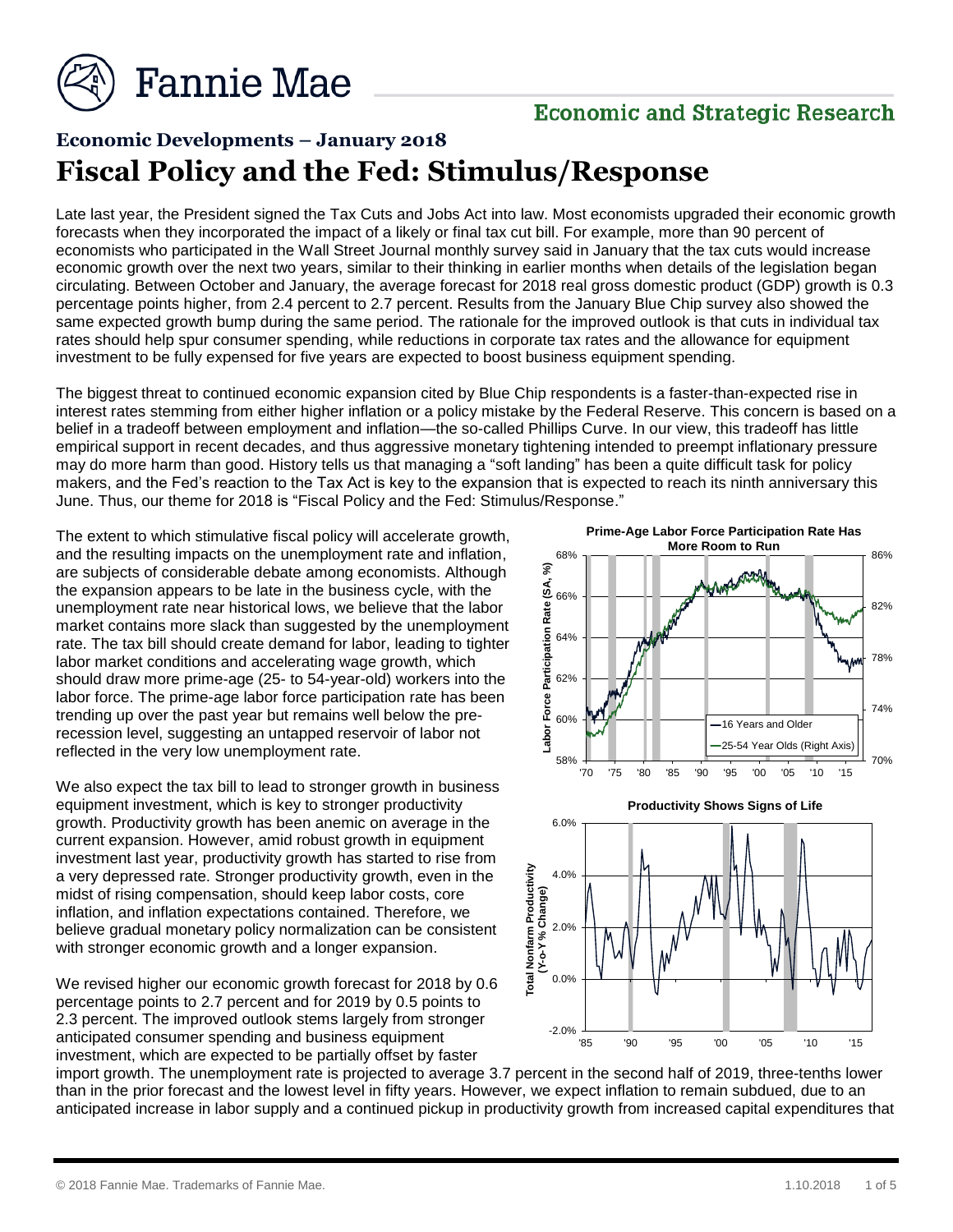# Economic Developments – January 2018

## Fiscal Policy and the Fed: Stimulus/Response

Late last year, the President signed the Tax Cuts and Jobs Act into law. Most economists upgraded their economic growth forecasts when they incorporated the impact of a likely or final tax cut bill. For example, more than 90 percent of economists who participated in the Wall Street Journal monthly survey said in January that the tax cuts would increase economic growth over the next two years, similar to their thinking in earlier months when details of the legislation began circulating. Between October and January, the average forecast for 2018 real gross domestic product (GDP) growth is 0.3 percentage points higher, from 2.4 percent to 2.7 percent. Results from the January Blue Chip survey also showed the same expected growth bump during the same period. The rationale for the improved outlook is that cuts in individual tax rates should help spur consumer spending, while reductions in corporate tax rates and the allowance for equipment investment to be fully expensed for five years are expected to boost business equipment spending.

The biggest threat to continued economic expansion cited by Blue Chip respondents is a faster-than-expected rise in interest rates stemming from either higher inflation or a policy mistake by the Federal Reserve. This concern is based on a belief in a tradeoff between employment and inflation—the so-called Phillips Curve. In our view, this tradeoff has little empirical support in recent decades, and thus aggressive monetary tightening intended to preempt inflationary pressure may do more harm than good. History tells us that managing a "soft landing" has been a quite difficult task for policy makers, and the Fed's reaction to the Tax Act is key to the expansion that is expected to reach its ninth anniversary this June. Thus, our theme for 2018 is "Fiscal Policy and the Fed: Stimulus/Response."

The extent to which stimulative fiscal policy will accelerate growth, and the resulting impacts on the unemployment rate and inflation, are subjects of considerable debate among economists. Although the expansion appears to be late in the business cycle, with the unemployment rate near historical lows, we believe that the labor market contains more slack than suggested by the unemployment rate. The tax bill should create demand for labor, leading to tighter labor market conditions and accelerating wage growth, which should draw more prime-age (25- to 54-year-old) workers into the labor force. The prime-age labor force participation rate has been trending up over the past year but remains well below the pre-recession level, suggesting an untapped reservoir of labor not reflected in the very low unemployment rate.

We also expect the tax bill to lead to stronger growth in business equipment investment, which is key to stronger productivity growth. Productivity growth has been anemic on average in the current expansion. However, amid robust growth in equipment investment last year, productivity growth has started to rise from a very depressed rate. Stronger productivity growth, even in the midst of rising compensation, should keep labor costs, core inflation, and inflation expectations contained. Therefore, we believe gradual monetary policy normalization can be consistent with stronger economic growth and a longer expansion.

We revised higher our economic growth forecast for 2018 by 0.6 percentage points to 2.7 percent and for 2019 by 0.5 points to 2.3 percent. The improved outlook stems largely from stronger anticipated consumer spending and business equipment investment, which are expected to be partially offset by faster import growth. The unemployment rate is projected to average 3.7 percent in the second half of 2019, three-tenths lower than in the prior forecast and the lowest level in fifty years. However, we expect inflation to remain subdued, due to an anticipated increase in labor supply and a continued pickup in productivity growth from increased capital expenditures that

**Prime-Age Labor Force Participation Rate Has More Room to Run**

**Productivity Shows Signs of Life**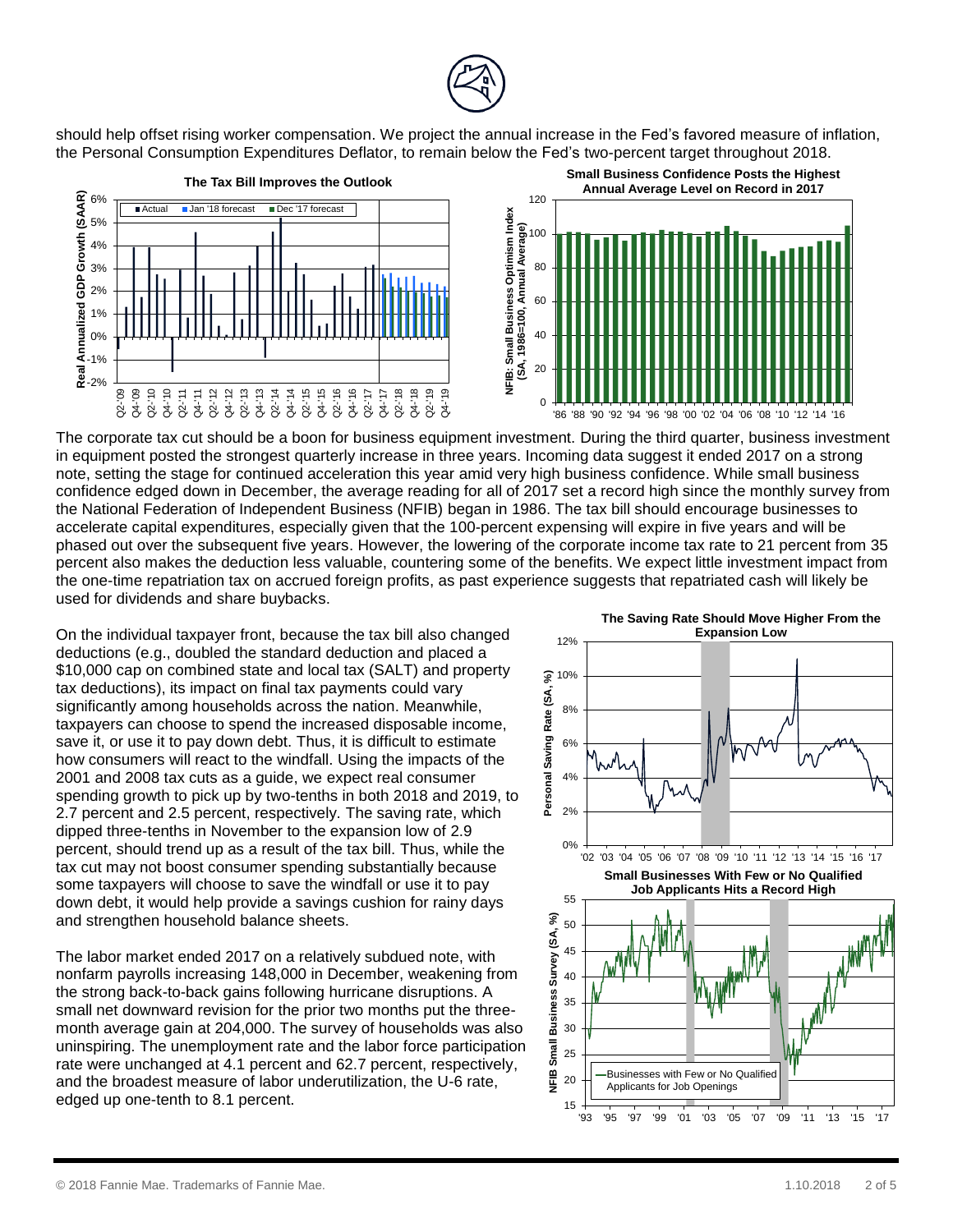should help offset rising worker compensation. We project the annual increase in the Fed's favored measure of inflation, the Personal Consumption Expenditures Deflator, to remain below the Fed's two-percent target throughout 2018.

**The Tax Bill Improves the Outlook**

**Small Business Confidence Posts the Highest Annual Average Level on Record in 2017**

The corporate tax cut should be a boon for business equipment investment. During the third quarter, business investment in equipment posted the strongest quarterly increase in three years. Incoming data suggest it ended 2017 on a strong note, setting the stage for continued acceleration this year amid very high business confidence. While small business confidence edged down in December, the average reading for all of 2017 set a record high since the monthly survey from the National Federation of Independent Business (NFIB) began in 1986. The tax bill should encourage businesses to accelerate capital expenditures, especially given that the 100-percent expensing will expire in five years and will be phased out over the subsequent five years. However, the lowering of the corporate income tax rate to 21 percent from 35 percent also makes the deduction less valuable, countering some of the benefits. We expect little investment impact from the one-time repatriation tax on accrued foreign profits, as past experience suggests that repatriated cash will likely be used for dividends and share buybacks.

On the individual taxpayer front, because the tax bill also changed deductions (e.g., doubled the standard deduction and placed a $10,000 cap on combined state and local tax (SALT) and property tax deductions), its impact on final tax payments could vary significantly among households across the nation. Meanwhile, taxpayers can choose to spend the increased disposable income, save it, or use it to pay down debt. Thus, it is difficult to estimate how consumers will react to the windfall. Using the impacts of the 2001 and 2008 tax cuts as a guide, we expect real consumer spending growth to pick up by two-tenths in both 2018 and 2019, to 2.7 percent and 2.5 percent, respectively. The saving rate, which dipped three-tenths in November to the expansion low of 2.9 percent, should trend up as a result of the tax bill. Thus, while the tax cut may not boost consumer spending substantially because some taxpayers will choose to save the windfall or use it to pay down debt, it would help provide a savings cushion for rainy days and strengthen household balance sheets.

**The Saving Rate Should Move Higher From the Expansion Low**

**Small Businesses With Few or No Qualified Job Applicants Hits a Record High**

The labor market ended 2017 on a relatively subdued note, with nonfarm payrolls increasing 148,000 in December, weakening from the strong back-to-back gains following hurricane disruptions. A small net downward revision for the prior two months put the three-month average gain at 204,000. The survey of households was also uninspiring. The unemployment rate and the labor force participation rate were unchanged at 4.1 percent and 62.7 percent, respectively, and the broadest measure of labor underutilization, the U-6 rate, edged up one-tenth to 8.1 percent.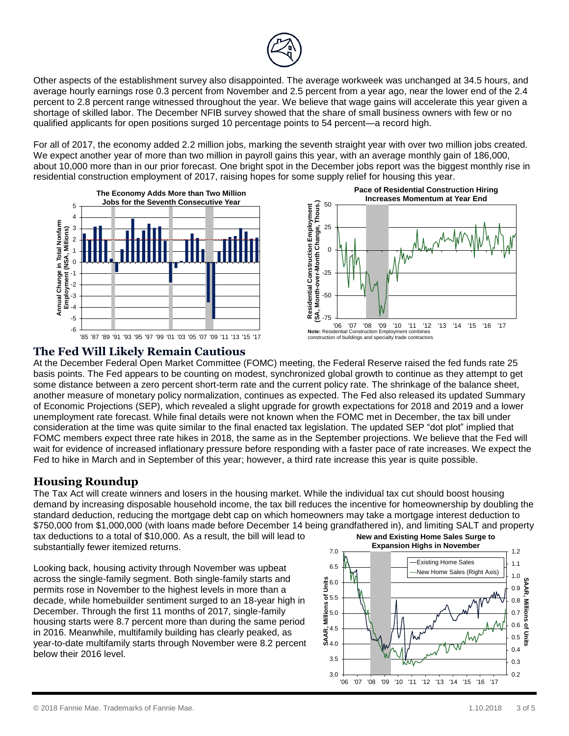Other aspects of the establishment survey also disappointed. The average workweek was unchanged at 34.5 hours, and average hourly earnings rose 0.3 percent from November and 2.5 percent from a year ago, near the lower end of the 2.4 percent to 2.8 percent range witnessed throughout the year. We believe that wage gains will accelerate this year given a shortage of skilled labor. The December NFIB survey showed that the share of small business owners with few or no qualified applicants for open positions surged 10 percentage points to 54 percent—a record high.

For all of 2017, the economy added 2.2 million jobs, marking the seventh straight year with over two million jobs created. We expect another year of more than two million in payroll gains this year, with an average monthly gain of 186,000, about 10,000 more than in our prior forecast. One bright spot in the December jobs report was the biggest monthly rise in residential construction employment of 2017, raising hopes for some supply relief for housing this year.

**The Economy Adds More than Two Million Jobs for the Seventh Consecutive Year**

**Pace of Residential Construction Hiring Increases Momentum at Year End**

**Note:** Residential Construction Employment combines construction of buildings and specialty trade contractors

## The Fed Will Likely Remain Cautious

At the December Federal Open Market Committee (FOMC) meeting, the Federal Reserve raised the fed funds rate 25 basis points. The Fed appears to be counting on modest, synchronized global growth to continue as they attempt to get some distance between a zero percent short-term rate and the current policy rate. The shrinkage of the balance sheet, another measure of monetary policy normalization, continues as expected. The Fed also released its updated Summary of Economic Projections (SEP), which revealed a slight upgrade for growth expectations for 2018 and 2019 and a lower unemployment rate forecast. While final details were not known when the FOMC met in December, the tax bill under consideration at the time was quite similar to the final enacted tax legislation. The updated SEP "dot plot" implied that FOMC members expect three rate hikes in 2018, the same as in the September projections. We believe that the Fed will wait for evidence of increased inflationary pressure before responding with a faster pace of rate increases. We expect the Fed to hike in March and in September of this year; however, a third rate increase this year is quite possible.

## Housing Roundup

The Tax Act will create winners and losers in the housing market. While the individual tax cut should boost housing demand by increasing disposable household income, the tax bill reduces the incentive for homeownership by doubling the standard deduction, reducing the mortgage debt cap on which homeowners may take a mortgage interest deduction to $750,000 from $1,000,000 (with loans made before December 14 being grandfathered in), and limiting SALT and property tax deductions to a total of $10,000. As a result, the bill will lead to substantially fewer itemized returns.

Looking back, housing activity through November was upbeat across the single-family segment. Both single-family starts and permits rose in November to the highest levels in more than a decade, while homebuilder sentiment surged to an 18-year high in December. Through the first 11 months of 2017, single-family housing starts were 8.7 percent more than during the same period in 2016. Meanwhile, multifamily building has clearly peaked, as year-to-date multifamily starts through November were 8.2 percent below their 2016 level.

**New and Existing Home Sales Surge to Expansion Highs in November**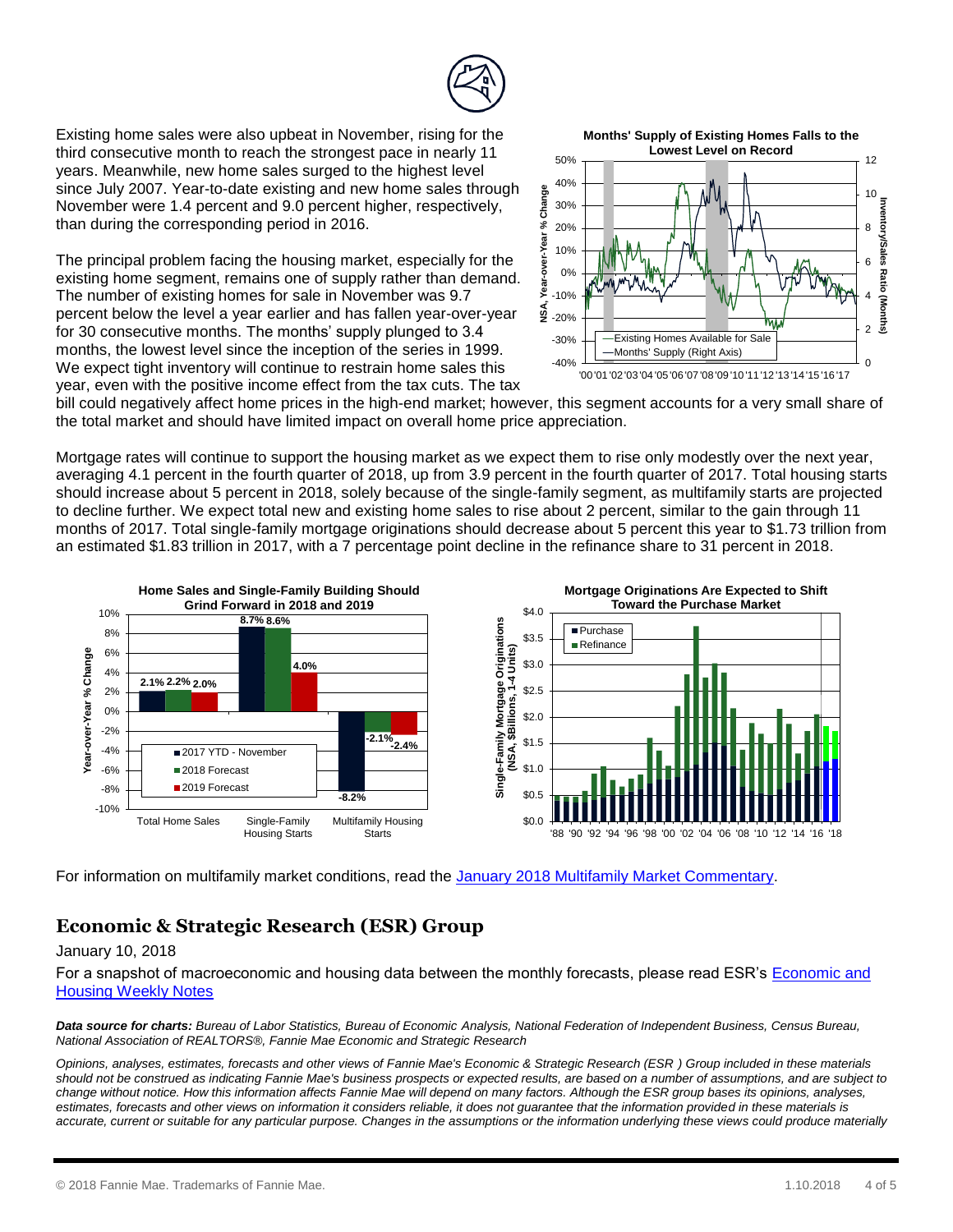Existing home sales were also upbeat in November, rising for the third consecutive month to reach the strongest pace in nearly 11 years. Meanwhile, new home sales surged to the highest level since July 2007. Year-to-date existing and new home sales through November were 1.4 percent and 9.0 percent higher, respectively, than during the corresponding period in 2016.

The principal problem facing the housing market, especially for the existing home segment, remains one of supply rather than demand. The number of existing homes for sale in November was 9.7 percent below the level a year earlier and has fallen year-over-year for 30 consecutive months. The months' supply plunged to 3.4 months, the lowest level since the inception of the series in 1999. We expect tight inventory will continue to restrain home sales this year, even with the positive income effect from the tax cuts. The tax bill could negatively affect home prices in the high-end market; however, this segment accounts for a very small share of the total market and should have limited impact on overall home price appreciation.

**Months' Supply of Existing Homes Falls to the Lowest Level on Record**

Mortgage rates will continue to support the housing market as we expect them to rise only modestly over the next year, averaging 4.1 percent in the fourth quarter of 2018, up from 3.9 percent in the fourth quarter of 2017. Total housing starts should increase about 5 percent in 2018, solely because of the single-family segment, as multifamily starts are projected to decline further. We expect total new and existing home sales to rise about 2 percent, similar to the gain through 11 months of 2017. Total single-family mortgage originations should decrease about 5 percent this year to $1.73 trillion from an estimated $1.83 trillion in 2017, with a 7 percentage point decline in the refinance share to 31 percent in 2018.

**Home Sales and Single-Family Building Should Grind Forward in 2018 and 2019**

| Year-over-Year % Change | 2017 YTD - November | 2018 Forecast | 2019 Forecast |
|---|---|---|---|
| Total Home Sales | 2.1% | 2.2% | 2.0% |
| Single-Family Housing Starts | 8.7% | 8.6% | 4.0% |
| Multifamily Housing Starts | -8.2% | -2.1% | -2.4% |

**Mortgage Originations Are Expected to Shift Toward the Purchase Market**

For information on multifamily market conditions, read the [January 2018 Multifamily Market Commentary](#).

## Economic & Strategic Research (ESR) Group

January 10, 2018

For a snapshot of macroeconomic and housing data between the monthly forecasts, please read ESR's [Economic and Housing Weekly Notes](#)

***Data source for charts:*** *Bureau of Labor Statistics, Bureau of Economic Analysis, National Federation of Independent Business, Census Bureau, National Association of REALTORS®, Fannie Mae Economic and Strategic Research*

*Opinions, analyses, estimates, forecasts and other views of Fannie Mae's Economic & Strategic Research (ESR ) Group included in these materials should not be construed as indicating Fannie Mae's business prospects or expected results, are based on a number of assumptions, and are subject to change without notice. How this information affects Fannie Mae will depend on many factors. Although the ESR group bases its opinions, analyses, estimates, forecasts and other views on information it considers reliable, it does not guarantee that the information provided in these materials is accurate, current or suitable for any particular purpose. Changes in the assumptions or the information underlying these views could produce materially*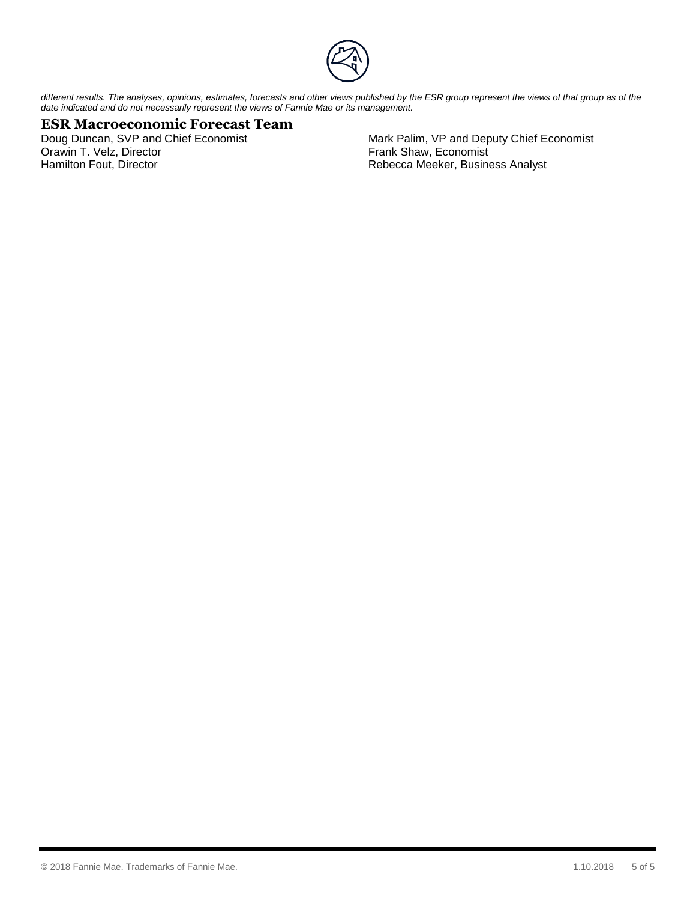*different results. The analyses, opinions, estimates, forecasts and other views published by the ESR group represent the views of that group as of the date indicated and do not necessarily represent the views of Fannie Mae or its management.*

## ESR Macroeconomic Forecast Team

Doug Duncan, SVP and Chief Economist
Orawin T. Velz, Director
Hamilton Fout, Director
Mark Palim, VP and Deputy Chief Economist
Frank Shaw, Economist
Rebecca Meeker, Business Analyst

© 2018 Fannie Mae. Trademarks of Fannie Mae.